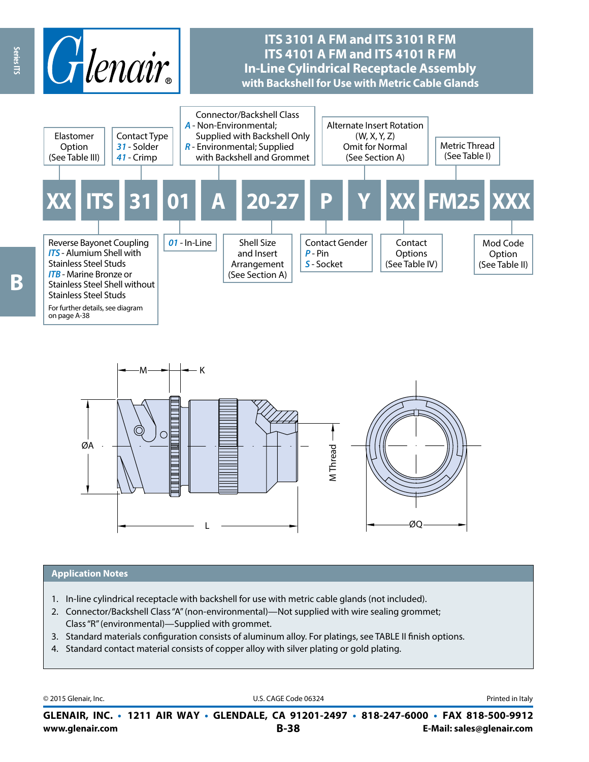# ITS 3101 A FM and ITS 3101 R FM
# ITS 4101 A FM and ITS 4101 R FM
# In-Line Cylindrical Receptacle Assembly
## with Backshell for Use with Metric Cable Glands

| XX | ITS | 31 | 01 | A | 20-27 | P | Y | XX | FM25 | XXX |
|---|---|---|---|---|---|---|---|---|---|---|

- **XX** – Elastomer Option (See Table III)
- **ITS** – Reverse Bayonet Coupling
  - *ITS* - Alumium Shell with Stainless Steel Studs
  - *ITB* - Marine Bronze or Stainless Steel Shell without Stainless Steel Studs
  - For further details, see diagram on page A-38
- **31** – Contact Type
  - *31* - Solder
  - *41* - Crimp
- **01** – *01* - In-Line
- **A** – Connector/Backshell Class
  - *A* - Non-Environmental; Supplied with Backshell Only
  - *R* - Environmental; Supplied with Backshell and Grommet
- **20-27** – Shell Size and Insert Arrangement (See Section A)
- **P** – Contact Gender
  - *P* - Pin
  - *S* - Socket
- **Y** – Alternate Insert Rotation (W, X, Y, Z) Omit for Normal (See Section A)
- **XX** – Contact Options (See Table IV)
- **FM25** – Metric Thread (See Table I)
- **XXX** – Mod Code Option (See Table II)

M — K — ØA — L — M Thread — ØQ

## Application Notes

1. In-line cylindrical receptacle with backshell for use with metric cable glands (not included).
2. Connector/Backshell Class "A" (non-environmental)—Not supplied with wire sealing grommet; Class "R" (environmental)—Supplied with grommet.
3. Standard materials configuration consists of aluminum alloy. For platings, see TABLE II finish options.
4. Standard contact material consists of copper alloy with silver plating or gold plating.

© 2015 Glenair, Inc. U.S. CAGE Code 06324 Printed in Italy

**GLENAIR, INC. • 1211 AIR WAY • GLENDALE, CA 91201-2497 • 818-247-6000 • FAX 818-500-9912**
**www.glenair.com** **E-Mail: sales@glenair.com**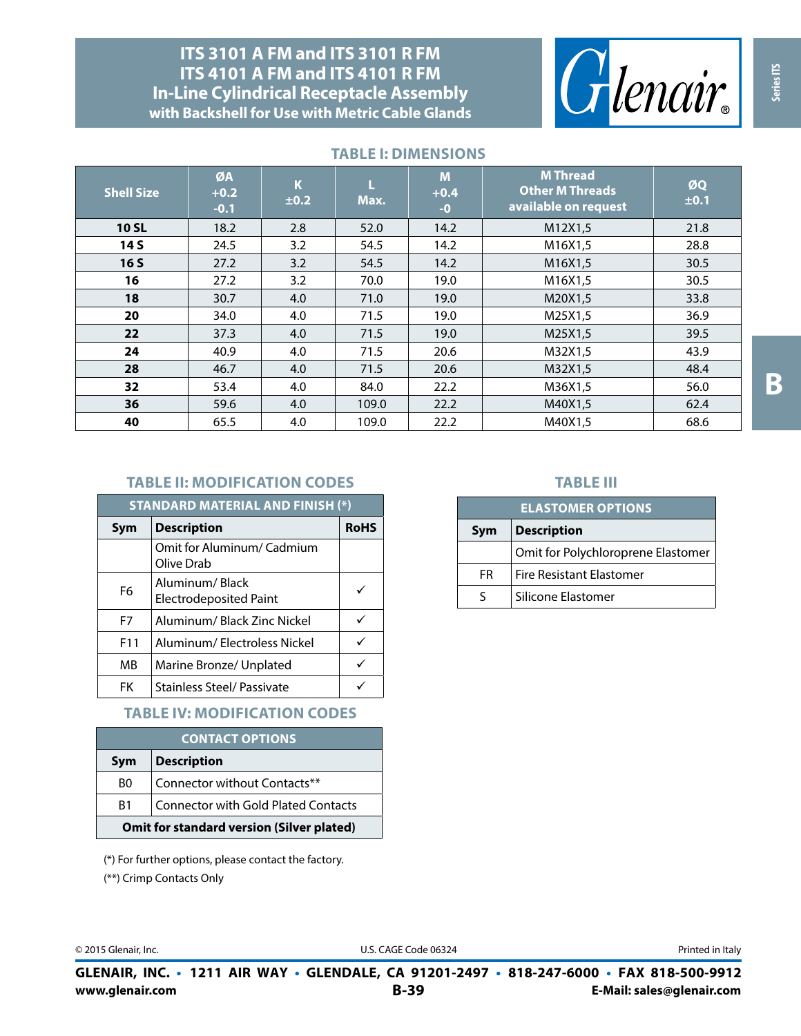# ITS 3101 A FM and ITS 3101 R FM
# ITS 4101 A FM and ITS 4101 R FM
# In-Line Cylindrical Receptacle Assembly
## with Backshell for Use with Metric Cable Glands

### TABLE I: DIMENSIONS

| Shell Size | ØA +0.2 -0.1 | K ±0.2 | L Max. | M +0.4 -0 | M Thread Other M Threads available on request | ØQ ±0.1 |
|---|---|---|---|---|---|---|
| **10 SL** | 18.2 | 2.8 | 52.0 | 14.2 | M12X1,5 | 21.8 |
| **14 S** | 24.5 | 3.2 | 54.5 | 14.2 | M16X1,5 | 28.8 |
| **16 S** | 27.2 | 3.2 | 54.5 | 14.2 | M16X1,5 | 30.5 |
| **16** | 27.2 | 3.2 | 70.0 | 19.0 | M16X1,5 | 30.5 |
| **18** | 30.7 | 4.0 | 71.0 | 19.0 | M20X1,5 | 33.8 |
| **20** | 34.0 | 4.0 | 71.5 | 19.0 | M25X1,5 | 36.9 |
| **22** | 37.3 | 4.0 | 71.5 | 19.0 | M25X1,5 | 39.5 |
| **24** | 40.9 | 4.0 | 71.5 | 20.6 | M32X1,5 | 43.9 |
| **28** | 46.7 | 4.0 | 71.5 | 20.6 | M32X1,5 | 48.4 |
| **32** | 53.4 | 4.0 | 84.0 | 22.2 | M36X1,5 | 56.0 |
| **36** | 59.6 | 4.0 | 109.0 | 22.2 | M40X1,5 | 62.4 |
| **40** | 65.5 | 4.0 | 109.0 | 22.2 | M40X1,5 | 68.6 |

### TABLE II: MODIFICATION CODES

| STANDARD MATERIAL AND FINISH (*) | | |
|---|---|---|
| **Sym** | **Description** | **RoHS** |
| | Omit for Aluminum/ Cadmium Olive Drab | |
| F6 | Aluminum/ Black Electrodeposited Paint | ✓ |
| F7 | Aluminum/ Black Zinc Nickel | ✓ |
| F11 | Aluminum/ Electroless Nickel | ✓ |
| MB | Marine Bronze/ Unplated | ✓ |
| FK | Stainless Steel/ Passivate | ✓ |

### TABLE III

| ELASTOMER OPTIONS | |
|---|---|
| **Sym** | **Description** |
| | Omit for Polychloroprene Elastomer |
| FR | Fire Resistant Elastomer |
| S | Silicone Elastomer |

### TABLE IV: MODIFICATION CODES

| CONTACT OPTIONS | |
|---|---|
| **Sym** | **Description** |
| B0 | Connector without Contacts** |
| B1 | Connector with Gold Plated Contacts |
| **Omit for standard version (Silver plated)** | |

(*) For further options, please contact the factory.

(**) Crimp Contacts Only

© 2015 Glenair, Inc. U.S. CAGE Code 06324 Printed in Italy

**GLENAIR, INC. • 1211 AIR WAY • GLENDALE, CA 91201-2497 • 818-247-6000 • FAX 818-500-9912**

**www.glenair.com** **E-Mail: sales@glenair.com**